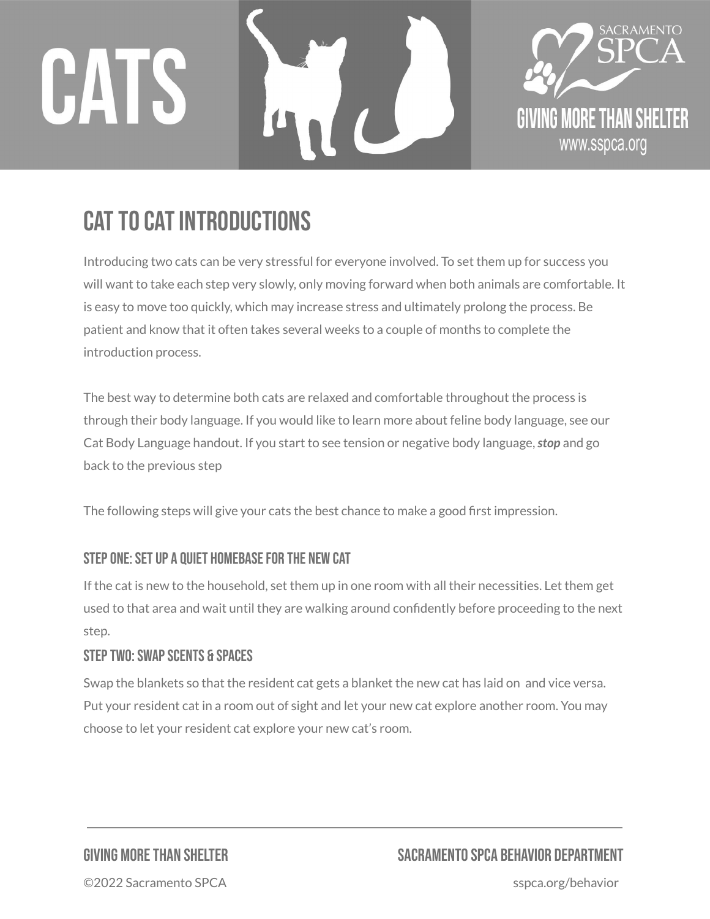# CATS

SACRAMENTO SPCA

GIVING MORE THAN SHELTER

www.sspca.org

## CAT TO CAT INTRODUCTIONS

Introducing two cats can be very stressful for everyone involved. To set them up for success you will want to take each step very slowly, only moving forward when both animals are comfortable. It is easy to move too quickly, which may increase stress and ultimately prolong the process. Be patient and know that it often takes several weeks to a couple of months to complete the introduction process.

The best way to determine both cats are relaxed and comfortable throughout the process is through their body language. If you would like to learn more about feline body language, see our Cat Body Language handout. If you start to see tension or negative body language, ***stop*** and go back to the previous step

The following steps will give your cats the best chance to make a good first impression.

### STEP ONE: SET UP A QUIET HOMEBASE FOR THE NEW CAT

If the cat is new to the household, set them up in one room with all their necessities. Let them get used to that area and wait until they are walking around confidently before proceeding to the next step.

### STEP TWO: SWAP SCENTS & SPACES

Swap the blankets so that the resident cat gets a blanket the new cat has laid on and vice versa. Put your resident cat in a room out of sight and let your new cat explore another room. You may choose to let your resident cat explore your new cat's room.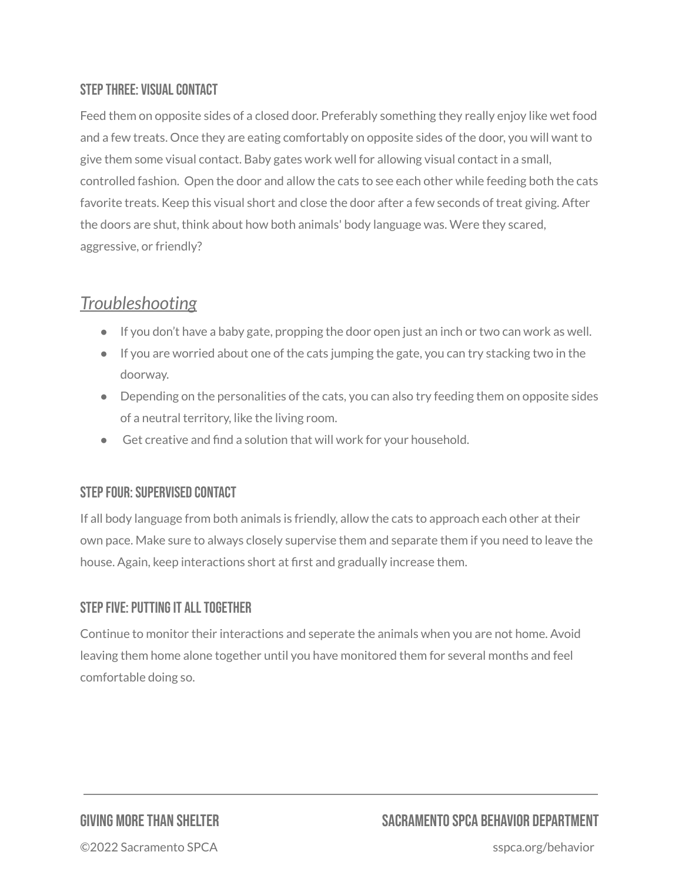### STEP THREE: VISUAL CONTACT

Feed them on opposite sides of a closed door. Preferably something they really enjoy like wet food and a few treats. Once they are eating comfortably on opposite sides of the door, you will want to give them some visual contact. Baby gates work well for allowing visual contact in a small, controlled fashion. Open the door and allow the cats to see each other while feeding both the cats favorite treats. Keep this visual short and close the door after a few seconds of treat giving. After the doors are shut, think about how both animals' body language was. Were they scared, aggressive, or friendly?

## *Troubleshooting*

- If you don't have a baby gate, propping the door open just an inch or two can work as well.
- If you are worried about one of the cats jumping the gate, you can try stacking two in the doorway.
- Depending on the personalities of the cats, you can also try feeding them on opposite sides of a neutral territory, like the living room.
- Get creative and find a solution that will work for your household.

### STEP FOUR: SUPERVISED CONTACT

If all body language from both animals is friendly, allow the cats to approach each other at their own pace. Make sure to always closely supervise them and separate them if you need to leave the house. Again, keep interactions short at first and gradually increase them.

### STEP FIVE: PUTTING IT ALL TOGETHER

Continue to monitor their interactions and seperate the animals when you are not home. Avoid leaving them home alone together until you have monitored them for several months and feel comfortable doing so.